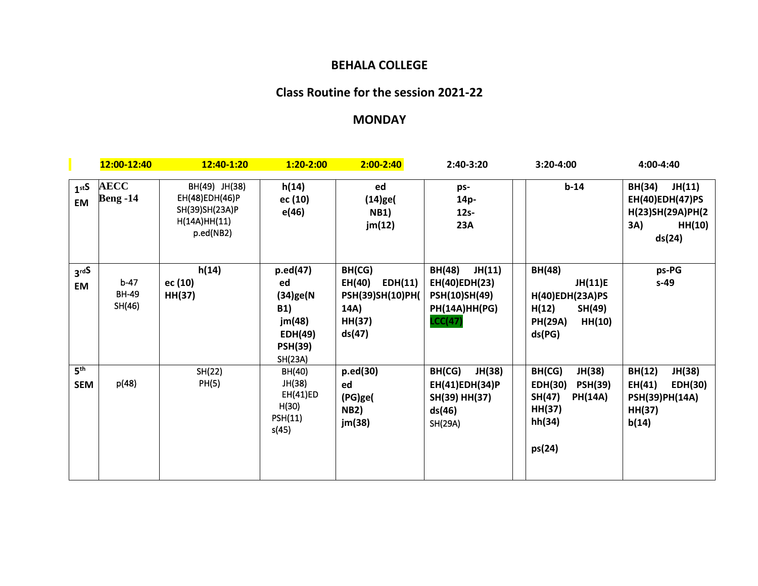**BEHALA COLLEGE**

**Class Routine for the session 2021-22**

**MONDAY**

| | 12:00-12:40 | 12:40-1:20 | 1:20-2:00 | 2:00-2:40 | 2:40-3:20 | | 3:20-4:00 | 4:00-4:40 |
|---|---|---|---|---|---|---|---|---|
| 1stSEM | AECC Beng -14 | BH(49) JH(38) EH(48)EDH(46)PSH(39)SH(23A)PH(14A)HH(11) p.ed(NB2) | h(14) ec (10) e(46) | ed (14)ge(NB1) jm(12) | ps-14p-12s-23A | | b-14 | BH(34) JH(11) EH(40)EDH(47)PSH(23)SH(29A)PH(23A) HH(10) ds(24) |
| 3rdSEM | b-47 BH-49 SH(46) | h(14) ec (10) HH(37) | p.ed(47) ed (34)ge(NB1) jm(48) EDH(49) PSH(39) SH(23A) | BH(CG) EH(40) EDH(11) PSH(39)SH(10)PH(14A) HH(37) ds(47) | BH(48) JH(11) EH(40)EDH(23) PSH(10)SH(49) PH(14A)HH(PG) LCC(47) | | BH(48) JH(11)EH(40)EDH(23A)PSH(12) SH(49) PH(29A) HH(10) ds(PG) | ps-PG s-49 |
| 5th SEM | p(48) | SH(22) PH(5) | BH(40) JH(38) EH(41)EDH(30) PSH(11) s(45) | p.ed(30) ed (PG)ge(NB2) jm(38) | BH(CG) JH(38) EH(41)EDH(34)PSH(39) HH(37) ds(46) SH(29A) | | BH(CG) JH(38) EDH(30) PSH(39) SH(47) PH(14A) HH(37) hh(34) ps(24) | BH(12) JH(38) EH(41) EDH(30) PSH(39)PH(14A) HH(37) b(14) |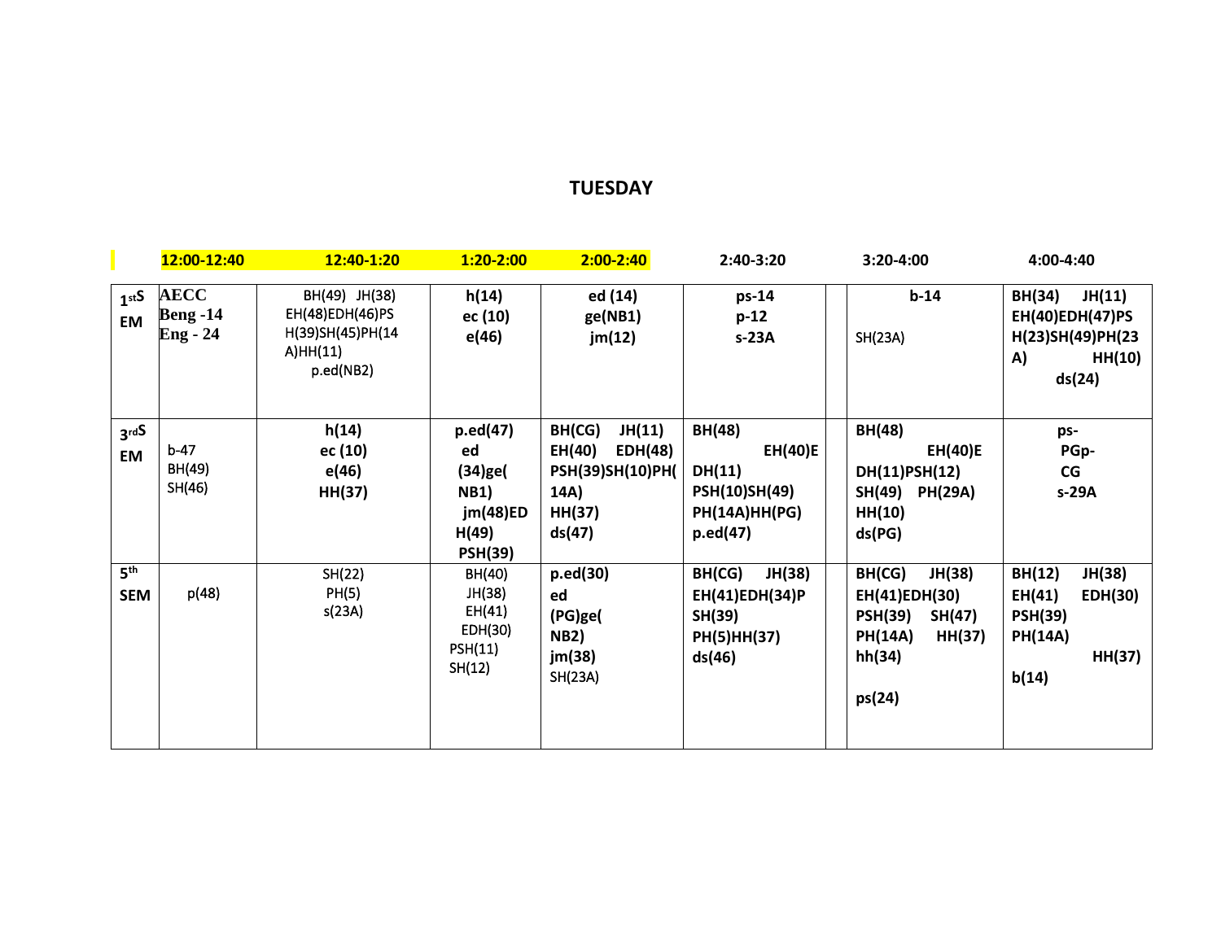## TUESDAY

| | 12:00-12:40 | 12:40-1:20 | 1:20-2:00 | 2:00-2:40 | 2:40-3:20 | | 3:20-4:00 | 4:00-4:40 |
|---|---|---|---|---|---|---|---|---|
| 1stSEM | AECC Beng -14 Eng - 24 | BH(49) JH(38) EH(48)EDH(46)PSH(39)SH(45)PH(14A)HH(11) p.ed(NB2) | h(14) ec (10) e(46) | ed (14) ge(NB1) jm(12) | ps-14 p-12 s-23A | | b-14 SH(23A) | BH(34) JH(11) EH(40)EDH(47)PSH(23)SH(49)PH(23A) HH(10) ds(24) |
| 3rdSEM | b-47 BH(49) SH(46) | h(14) ec (10) e(46) HH(37) | p.ed(47) ed (34)ge(NB1) jm(48)EDH(49) PSH(39) | BH(CG) JH(11) EH(40) EDH(48) PSH(39)SH(10)PH(14A) HH(37) ds(47) | BH(48) EH(40)EDH(11) PSH(10)SH(49) PH(14A)HH(PG) p.ed(47) | | BH(48) EH(40)EDH(11)PSH(12) SH(49) PH(29A) HH(10) ds(PG) | ps-PGp-CG s-29A |
| 5th SEM | p(48) | SH(22) PH(5) s(23A) | BH(40) JH(38) EH(41) EDH(30) PSH(11) SH(12) | p.ed(30) ed (PG)ge(NB2) jm(38) SH(23A) | BH(CG) JH(38) EH(41)EDH(34)PSH(39) PH(5)HH(37) ds(46) | | BH(CG) JH(38) EH(41)EDH(30) PSH(39) SH(47) PH(14A) HH(37) hh(34) ps(24) | BH(12) JH(38) EH(41) EDH(30) PSH(39) PH(14A) HH(37) b(14) |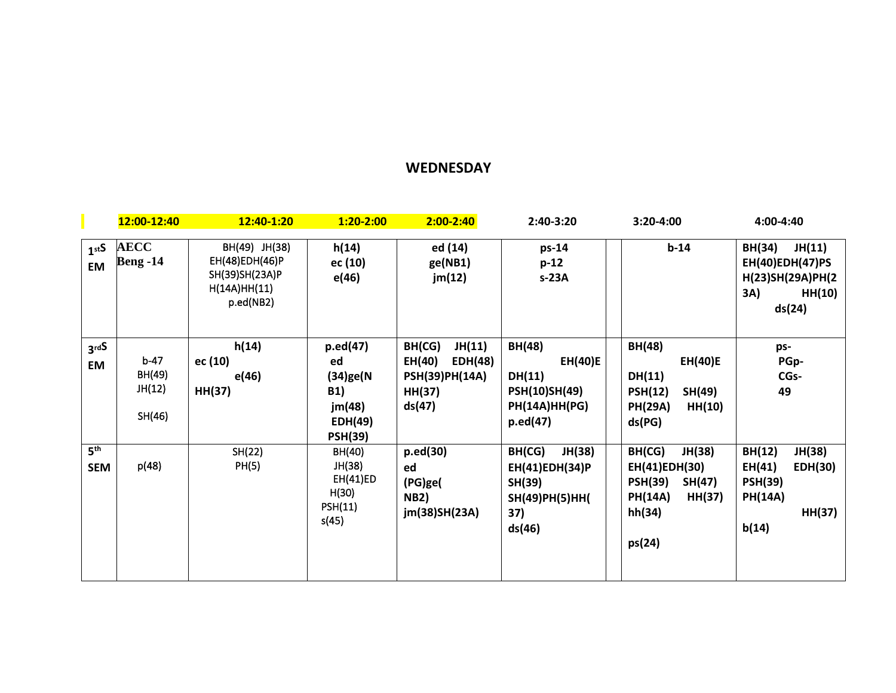# WEDNESDAY

| | 12:00-12:40 | 12:40-1:20 | 1:20-2:00 | 2:00-2:40 | 2:40-3:20 | | 3:20-4:00 | 4:00-4:40 |
|---|---|---|---|---|---|---|---|---|
| 1stSEM | AECC Beng -14 | BH(49) JH(38) EH(48)EDH(46)PSH(39)SH(23A)PH(14A)HH(11) p.ed(NB2) | h(14) ec (10) e(46) | ed (14) ge(NB1) jm(12) | ps-14 p-12 s-23A | | b-14 | BH(34) JH(11) EH(40)EDH(47)PSH(23)SH(29A)PH(23A) HH(10) ds(24) |
| 3rdSEM | b-47 BH(49) JH(12) SH(46) | h(14) ec (10) e(46) HH(37) | p.ed(47) ed (34)ge(NB1) jm(48) EDH(49) PSH(39) | BH(CG) JH(11) EH(40) EDH(48) PSH(39)PH(14A) HH(37) ds(47) | BH(48) EH(40)EDH(11) PSH(10)SH(49) PH(14A)HH(PG) p.ed(47) | | BH(48) EH(40)EDH(11) PSH(12) SH(49) PH(29A) HH(10) ds(PG) | ps-PGp-CGs-49 |
| 5th SEM | p(48) | SH(22) PH(5) | BH(40) JH(38) EH(41)EDH(30) PSH(11) s(45) | p.ed(30) ed (PG)ge(NB2) jm(38)SH(23A) | BH(CG) JH(38) EH(41)EDH(34)PSH(39) SH(49)PH(5)HH(37) ds(46) | | BH(CG) JH(38) EH(41)EDH(30) PSH(39) SH(47) PH(14A) HH(37) hh(34) ps(24) | BH(12) JH(38) EH(41) EDH(30) PSH(39) PH(14A) HH(37) b(14) |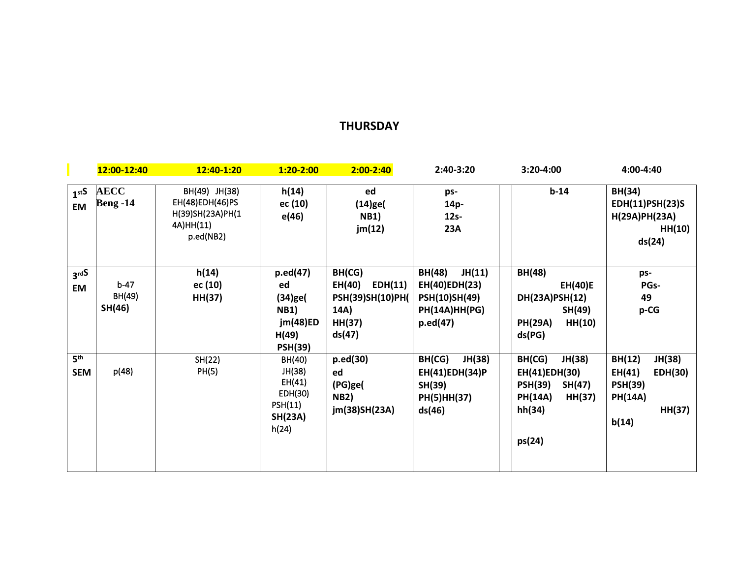# THURSDAY

| | 12:00-12:40 | 12:40-1:20 | 1:20-2:00 | 2:00-2:40 | 2:40-3:20 | | 3:20-4:00 | 4:00-4:40 |
|---|---|---|---|---|---|---|---|---|
| 1stSEM | AECC Beng -14 | BH(49) JH(38) EH(48)EDH(46)PSH(39)SH(23A)PH(14A)HH(11) p.ed(NB2) | h(14) ec (10) e(46) | ed (14)ge(NB1) jm(12) | ps-14p-12s-23A | | b-14 | BH(34) EDH(11)PSH(23)SH(29A)PH(23A) HH(10) ds(24) |
| 3rdSEM | b-47 BH(49) SH(46) | h(14) ec (10) HH(37) | p.ed(47) ed (34)ge(NB1) jm(48)EDH(49) PSH(39) | BH(CG) EH(40) EDH(11) PSH(39)SH(10)PH(14A) HH(37) ds(47) | BH(48) JH(11) EH(40)EDH(23) PSH(10)SH(49) PH(14A)HH(PG) p.ed(47) | | BH(48) EH(40)EDH(23A)PSH(12) SH(49) PH(29A) HH(10) ds(PG) | ps-PGs-49 p-CG |
| 5th SEM | p(48) | SH(22) PH(5) | BH(40) JH(38) EH(41) EDH(30) PSH(11) SH(23A) h(24) | p.ed(30) ed (PG)ge(NB2) jm(38)SH(23A) | BH(CG) JH(38) EH(41)EDH(34)PSH(39) PH(5)HH(37) ds(46) | | BH(CG) JH(38) EH(41)EDH(30) PSH(39) SH(47) PH(14A) HH(37) hh(34) ps(24) | BH(12) JH(38) EH(41) EDH(30) PSH(39) PH(14A) HH(37) b(14) |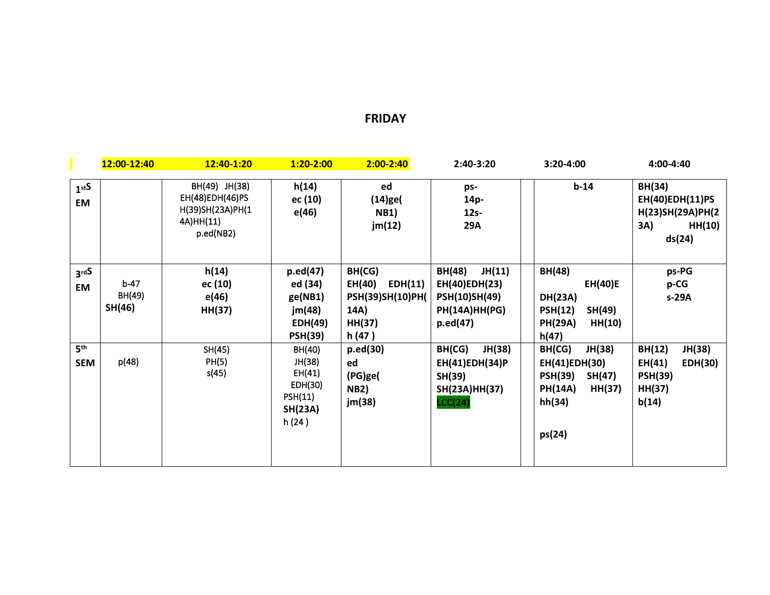# FRIDAY

| | 12:00-12:40 | 12:40-1:20 | 1:20-2:00 | 2:00-2:40 | 2:40-3:20 | | 3:20-4:00 | 4:00-4:40 |
|---|---|---|---|---|---|---|---|---|
| 1stSEM | | BH(49) JH(38) EH(48)EDH(46)PSH(39)SH(23A)PH(14A)HH(11) p.ed(NB2) | h(14) ec (10) e(46) | ed (14)ge( NB1) jm(12) | ps- 14p- 12s- 29A | | b-14 | BH(34) EH(40)EDH(11)PSH(23)SH(29A)PH(23A) HH(10) ds(24) |
| 3rdSEM | b-47 BH(49) SH(46) | h(14) ec (10) e(46) HH(37) | p.ed(47) ed (34) ge(NB1) jm(48) EDH(49) PSH(39) | BH(CG) EH(40) EDH(11) PSH(39)SH(10)PH(14A) HH(37) h (47 ) | BH(48) JH(11) EH(40)EDH(23) PSH(10)SH(49) PH(14A)HH(PG) p.ed(47) | | BH(48) EH(40)EDH(23A) PSH(12) SH(49) PH(29A) HH(10) h(47) | ps-PG p-CG s-29A |
| 5th SEM | p(48) | SH(45) PH(5) s(45) | BH(40) JH(38) EH(41) EDH(30) PSH(11) SH(23A) h (24 ) | p.ed(30) ed (PG)ge( NB2) jm(38) | BH(CG) JH(38) EH(41)EDH(34)PSH(39) SH(23A)HH(37) LCC(24) | | BH(CG) JH(38) EH(41)EDH(30) PSH(39) SH(47) PH(14A) HH(37) hh(34) ps(24) | BH(12) JH(38) EH(41) EDH(30) PSH(39) HH(37) b(14) |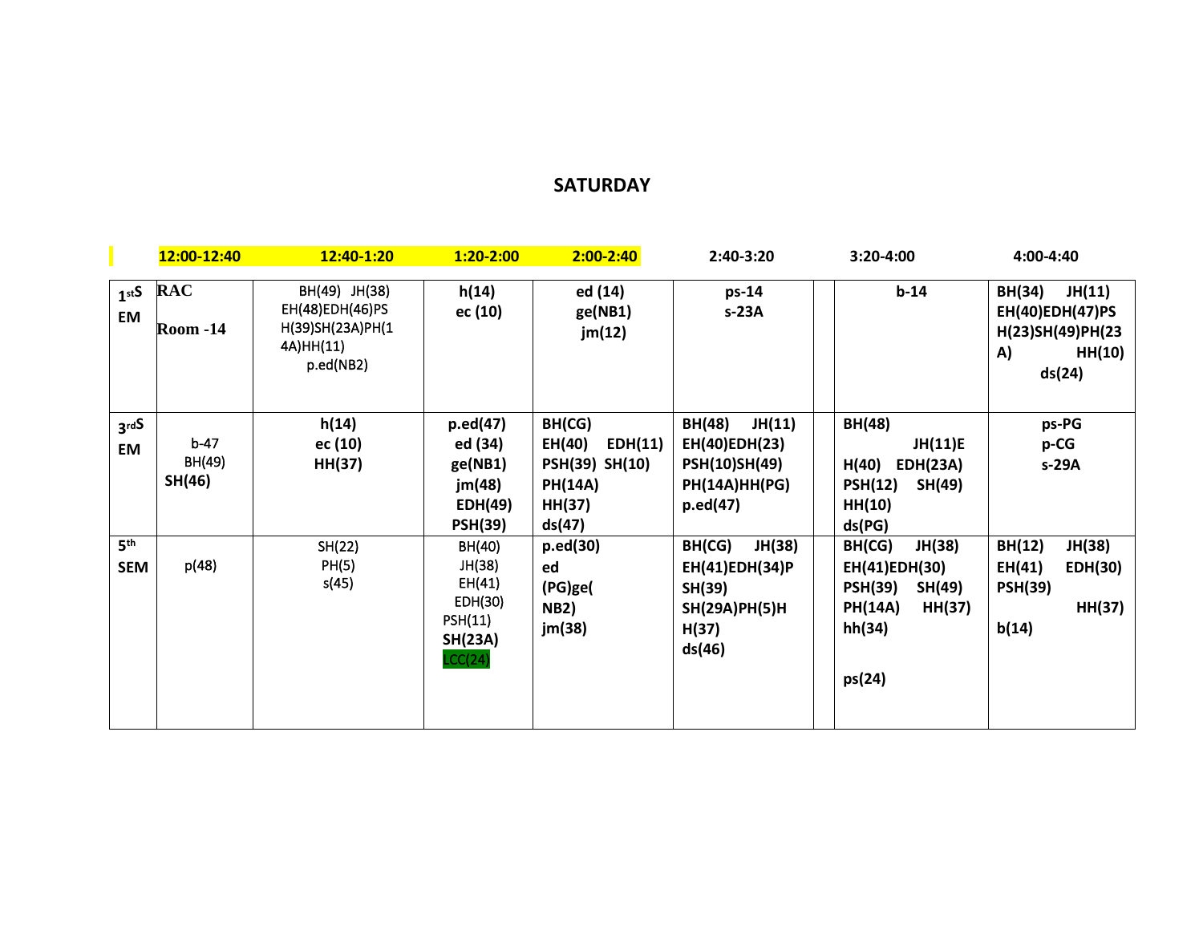## SATURDAY

| | 12:00-12:40 | 12:40-1:20 | 1:20-2:00 | 2:00-2:40 | 2:40-3:20 | | 3:20-4:00 | 4:00-4:40 |
|---|---|---|---|---|---|---|---|---|
| 1stSEM | RAC Room -14 | BH(49) JH(38) EH(48)EDH(46)PSH(39)SH(23A)PH(14A)HH(11) p.ed(NB2) | h(14) ec (10) | ed (14) ge(NB1) jm(12) | ps-14 s-23A | | b-14 | BH(34) JH(11) EH(40)EDH(47)PSH(23)SH(49)PH(23A) HH(10) ds(24) |
| 3rdSEM | b-47 BH(49) SH(46) | h(14) ec (10) HH(37) | p.ed(47) ed (34) ge(NB1) jm(48) EDH(49) PSH(39) | BH(CG) EH(40) EDH(11) PSH(39) SH(10) PH(14A) HH(37) ds(47) | BH(48) JH(11) EH(40)EDH(23) PSH(10)SH(49) PH(14A)HH(PG) p.ed(47) | | BH(48) JH(11)EH(40) EDH(23A) PSH(12) SH(49) HH(10) ds(PG) | ps-PG p-CG s-29A |
| 5th SEM | p(48) | SH(22) PH(5) s(45) | BH(40) JH(38) EH(41) EDH(30) PSH(11) SH(23A) LCC(24) | p.ed(30) ed (PG)ge( NB2) jm(38) | BH(CG) JH(38) EH(41)EDH(34)PSH(39) SH(29A)PH(5)HH(37) ds(46) | | BH(CG) JH(38) EH(41)EDH(30) PSH(39) SH(49) PH(14A) HH(37) hh(34) ps(24) | BH(12) JH(38) EH(41) EDH(30) PSH(39) HH(37) b(14) |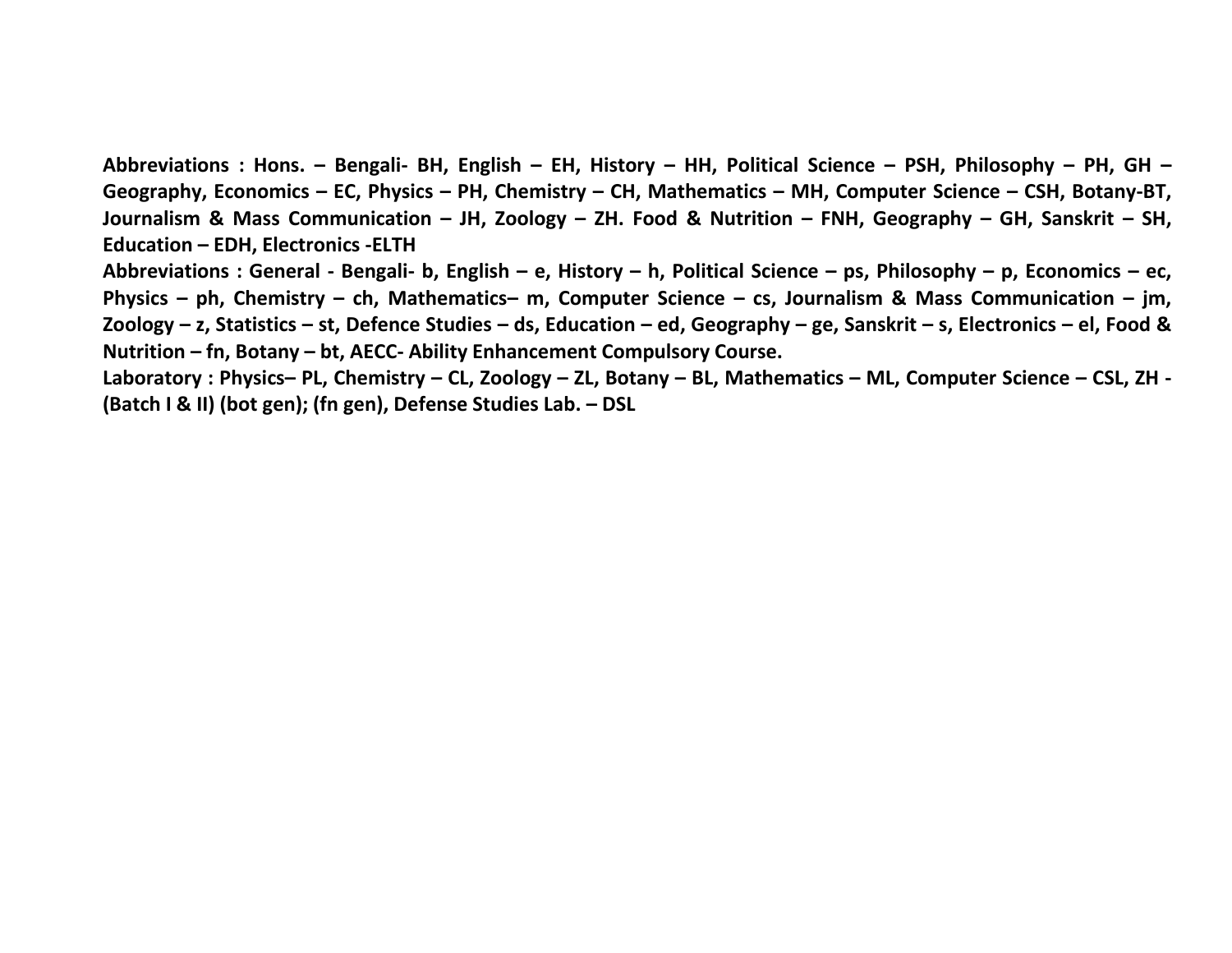**Abbreviations : Hons. – Bengali- BH, English – EH, History – HH, Political Science – PSH, Philosophy – PH, GH – Geography, Economics – EC, Physics – PH, Chemistry – CH, Mathematics – MH, Computer Science – CSH, Botany-BT, Journalism & Mass Communication – JH, Zoology – ZH. Food & Nutrition – FNH, Geography – GH, Sanskrit – SH, Education – EDH, Electronics -ELTH**

**Abbreviations : General - Bengali- b, English – e, History – h, Political Science – ps, Philosophy – p, Economics – ec, Physics – ph, Chemistry – ch, Mathematics– m, Computer Science – cs, Journalism & Mass Communication – jm, Zoology – z, Statistics – st, Defence Studies – ds, Education – ed, Geography – ge, Sanskrit – s, Electronics – el, Food & Nutrition – fn, Botany – bt, AECC- Ability Enhancement Compulsory Course.**

**Laboratory : Physics– PL, Chemistry – CL, Zoology – ZL, Botany – BL, Mathematics – ML, Computer Science – CSL, ZH - (Batch I & II) (bot gen); (fn gen), Defense Studies Lab. – DSL**